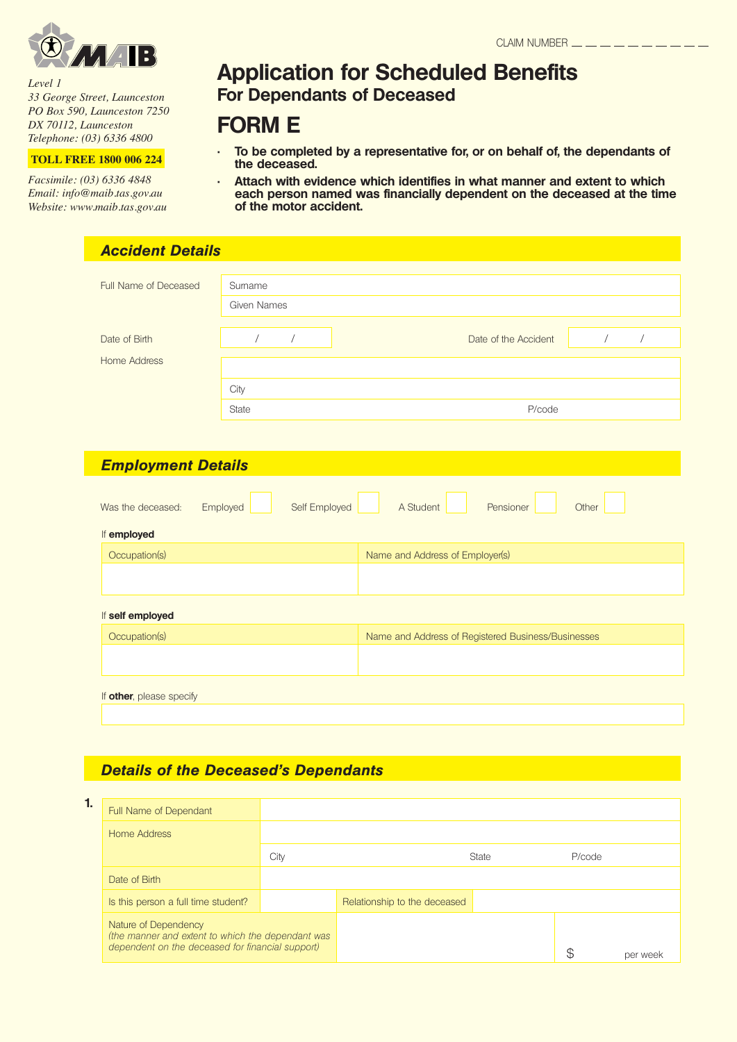MAIB

*Level 1*
*33 George Street, Launceston*
*PO Box 590, Launceston 7250*
*DX 70112, Launceston*
*Telephone: (03) 6336 4800*

**TOLL FREE 1800 006 224**

*Facsimile: (03) 6336 4848*
*Email: info@maib.tas.gov.au*
*Website: www.maib.tas.gov.au*

CLAIM NUMBER __ __ __ __ __ __ __ __ __ __

# Application for Scheduled Benefits
## For Dependants of Deceased
# FORM E

- **To be completed by a representative for, or on behalf of, the dependants of the deceased.**
- **Attach with evidence which identifies in what manner and extent to which each person named was financially dependent on the deceased at the time of the motor accident.**

## *Accident Details*

| Full Name of Deceased | Surname | | |
|---|---|---|---|
| | Given Names | | |
| Date of Birth | / / | Date of the Accident | / / |
| Home Address | | | |
| | City | | |
| | State | P/code | |

## *Employment Details*

Was the deceased: Employed ☐ Self Employed ☐ A Student ☐ Pensioner ☐ Other ☐

If **employed**

| Occupation(s) | Name and Address of Employer(s) |
|---|---|
| | |

If **self employed**

| Occupation(s) | Name and Address of Registered Business/Businesses |
|---|---|
| | |

If **other**, please specify

| |
|---|
| |

## *Details of the Deceased's Dependants*

**1.**

| Full Name of Dependant | | | |
|---|---|---|---|
| Home Address | | | |
| | City | State | P/code |
| Date of Birth | | | |
| Is this person a full time student? | | Relationship to the deceased | |
| Nature of Dependency *(the manner and extent to which the dependant was dependent on the deceased for financial support)* | | | $ per week |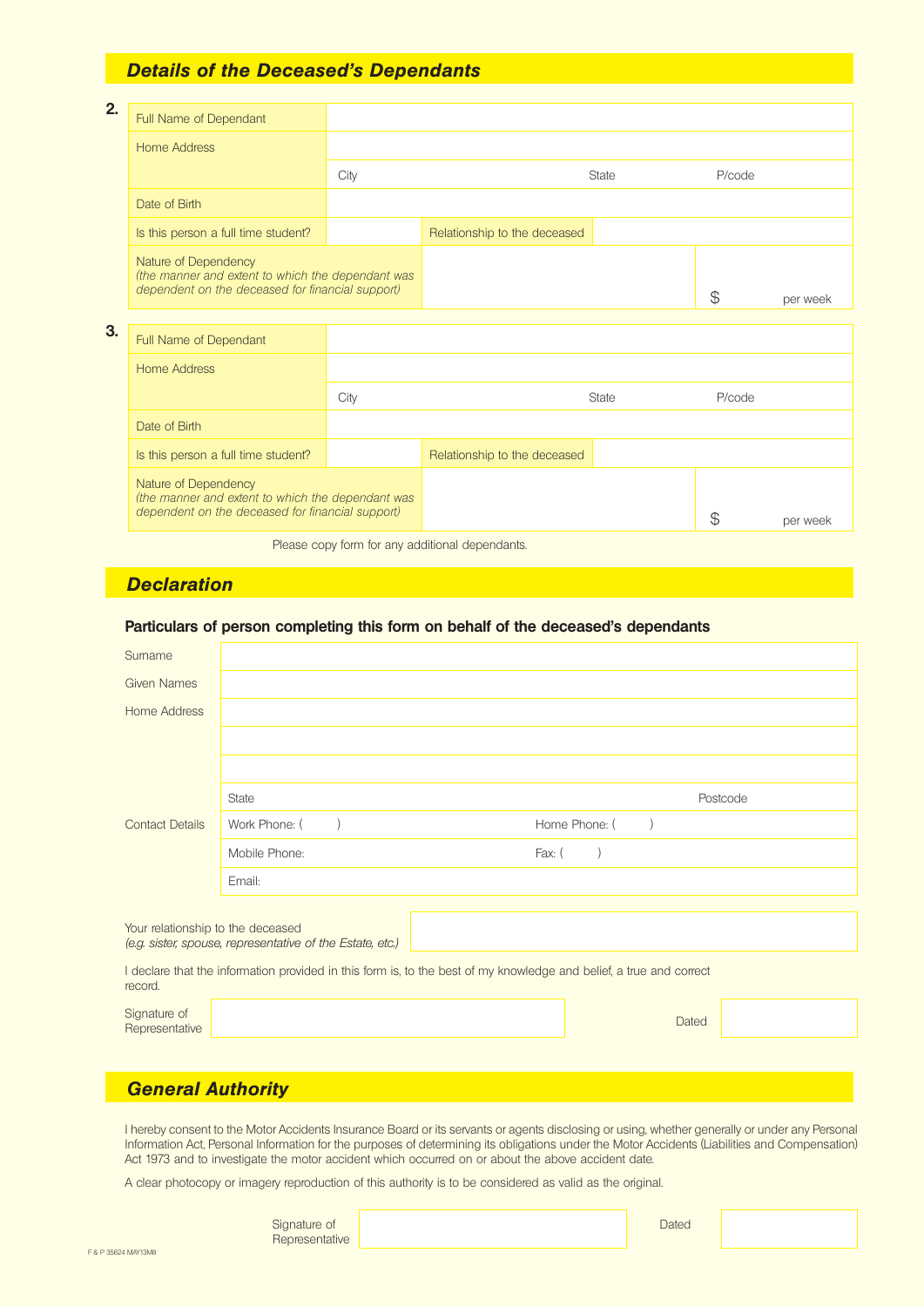## Details of the Deceased's Dependants

**2.**

| | | | |
|---|---|---|---|
| Full Name of Dependant | | | |
| Home Address | | | |
| | City | State | P/code |
| Date of Birth | | | |
| Is this person a full time student? | | Relationship to the deceased | |
| Nature of Dependency *(the manner and extent to which the dependant was dependent on the deceased for financial support)* | | | $ per week |

**3.**

| | | | |
|---|---|---|---|
| Full Name of Dependant | | | |
| Home Address | | | |
| | City | State | P/code |
| Date of Birth | | | |
| Is this person a full time student? | | Relationship to the deceased | |
| Nature of Dependency *(the manner and extent to which the dependant was dependent on the deceased for financial support)* | | | $ per week |

Please copy form for any additional dependants.

## Declaration

**Particulars of person completing this form on behalf of the deceased's dependants**

| | | |
|---|---|---|
| Surname | | |
| Given Names | | |
| Home Address | | |
| | | |
| | | |
| | State | Postcode |
| Contact Details | Work Phone: ( ) | Home Phone: ( ) |
| | Mobile Phone: | Fax: ( ) |
| | Email: | |

Your relationship to the deceased
*(e.g. sister, spouse, representative of the Estate, etc.)*

I declare that the information provided in this form is, to the best of my knowledge and belief, a true and correct record.

Signature of Representative ______________________ Dated ____________

## General Authority

I hereby consent to the Motor Accidents Insurance Board or its servants or agents disclosing or using, whether generally or under any Personal Information Act, Personal Information for the purposes of determining its obligations under the Motor Accidents (Liabilities and Compensation) Act 1973 and to investigate the motor accident which occurred on or about the above accident date.

A clear photocopy or imagery reproduction of this authority is to be considered as valid as the original.

Signature of Representative ______________________ Dated ____________

F & P 35624 MAY13M8